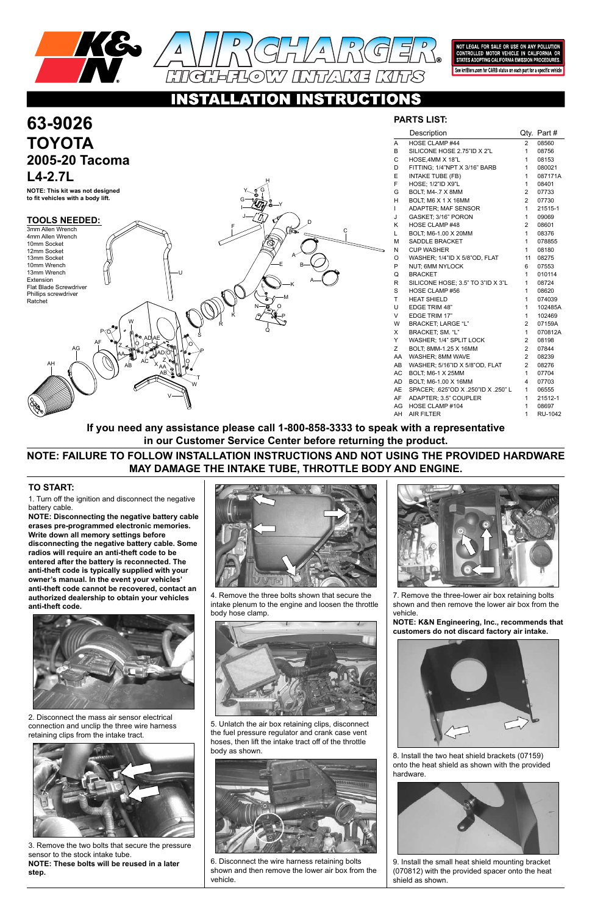# K&N AIRCHARGER HIGH-FLOW INTAKE KITS

NOT LEGAL FOR SALE OR USE ON ANY POLLUTION CONTROLLED MOTOR VEHICLE IN CALIFORNIA OR STATES ADOPTING CALIFORNIA EMISSION PROCEDURES.

See knfilters.com for CARB status on each part for a specific vehicle

## INSTALLATION INSTRUCTIONS

# 63-9026
# TOYOTA
## 2005-20 Tacoma
## L4-2.7L

**NOTE: This kit was not designed to fit vehicles with a body lift.**

### TOOLS NEEDED:

3mm Allen Wrench
4mm Allen Wrench
10mm Socket
12mm Socket
13mm Socket
10mm Wrench
13mm Wrench
Extension
Flat Blade Screwdriver
Phillips screwdriver
Ratchet

### PARTS LIST:

| | Description | Qty. | Part # |
|---|---|---|---|
| A | HOSE CLAMP #44 | 2 | 08560 |
| B | SILICONE HOSE 2.75"ID X 2"L | 1 | 08756 |
| C | HOSE,4MM X 18"L | 1 | 08153 |
| D | FITTING; 1/4"NPT X 3/16" BARB | 1 | 080021 |
| E | INTAKE TUBE (FB) | 1 | 087171A |
| F | HOSE; 1/2"ID X9"L | 1 | 08401 |
| G | BOLT; M4-.7 X 8MM | 2 | 07733 |
| H | BOLT; M6 X 1 X 16MM | 2 | 07730 |
| I | ADAPTER; MAF SENSOR | 1 | 21515-1 |
| J | GASKET; 3/16" PORON | 1 | 09069 |
| K | HOSE CLAMP #48 | 2 | 08601 |
| L | BOLT; M6-1.00 X 20MM | 1 | 08376 |
| M | SADDLE BRACKET | 1 | 078855 |
| N | CUP WASHER | 1 | 08180 |
| O | WASHER; 1/4"ID X 5/8"OD, FLAT | 11 | 08275 |
| P | NUT; 6MM NYLOCK | 6 | 07553 |
| Q | BRACKET | 1 | 010114 |
| R | SILICONE HOSE; 3.5" TO 3"ID X 3"L | 1 | 08724 |
| S | HOSE CLAMP #56 | 1 | 08620 |
| T | HEAT SHIELD | 1 | 074039 |
| U | EDGE TRIM 48" | 1 | 102485A |
| V | EDGE TRIM 17" | 1 | 102469 |
| W | BRACKET; LARGE "L" | 2 | 07159A |
| X | BRACKET; SM. "L" | 1 | 070812A |
| Y | WASHER; 1/4" SPLIT LOCK | 2 | 08198 |
| Z | BOLT; 8MM-1.25 X 16MM | 2 | 07844 |
| AA | WASHER; 8MM WAVE | 2 | 08239 |
| AB | WASHER; 5/16"ID X 5/8"OD, FLAT | 2 | 08276 |
| AC | BOLT; M6-1 X 25MM | 1 | 07704 |
| AD | BOLT; M6-1.00 X 16MM | 4 | 07703 |
| AE | SPACER; .625"OD X .250"ID X .250" L | 1 | 06555 |
| AF | ADAPTER; 3.5" COUPLER | 1 | 21512-1 |
| AG | HOSE CLAMP #104 | 1 | 08697 |
| AH | AIR FILTER | 1 | RU-1042 |

**If you need any assistance please call 1-800-858-3333 to speak with a representative in our Customer Service Center before returning the product.**

**NOTE: FAILURE TO FOLLOW INSTALLATION INSTRUCTIONS AND NOT USING THE PROVIDED HARDWARE MAY DAMAGE THE INTAKE TUBE, THROTTLE BODY AND ENGINE.**

### TO START:

1. Turn off the ignition and disconnect the negative battery cable.

**NOTE: Disconnecting the negative battery cable erases pre-programmed electronic memories. Write down all memory settings before disconnecting the negative battery cable. Some radios will require an anti-theft code to be entered after the battery is reconnected. The anti-theft code is typically supplied with your owner's manual. In the event your vehicles' anti-theft code cannot be recovered, contact an authorized dealership to obtain your vehicles anti-theft code.**

2. Disconnect the mass air sensor electrical connection and unclip the three wire harness retaining clips from the intake tract.

3. Remove the two bolts that secure the pressure sensor to the stock intake tube.

**NOTE: These bolts will be reused in a later step.**

4. Remove the three bolts shown that secure the intake plenum to the engine and loosen the throttle body hose clamp.

5. Unlatch the air box retaining clips, disconnect the fuel pressure regulator and crank case vent hoses, then lift the intake tract off of the throttle body as shown.

6. Disconnect the wire harness retaining bolts shown and then remove the lower air box from the vehicle.

7. Remove the three-lower air box retaining bolts shown and then remove the lower air box from the vehicle.

**NOTE: K&N Engineering, Inc., recommends that customers do not discard factory air intake.**

8. Install the two heat shield brackets (07159) onto the heat shield as shown with the provided hardware.

9. Install the small heat shield mounting bracket (070812) with the provided spacer onto the heat shield as shown.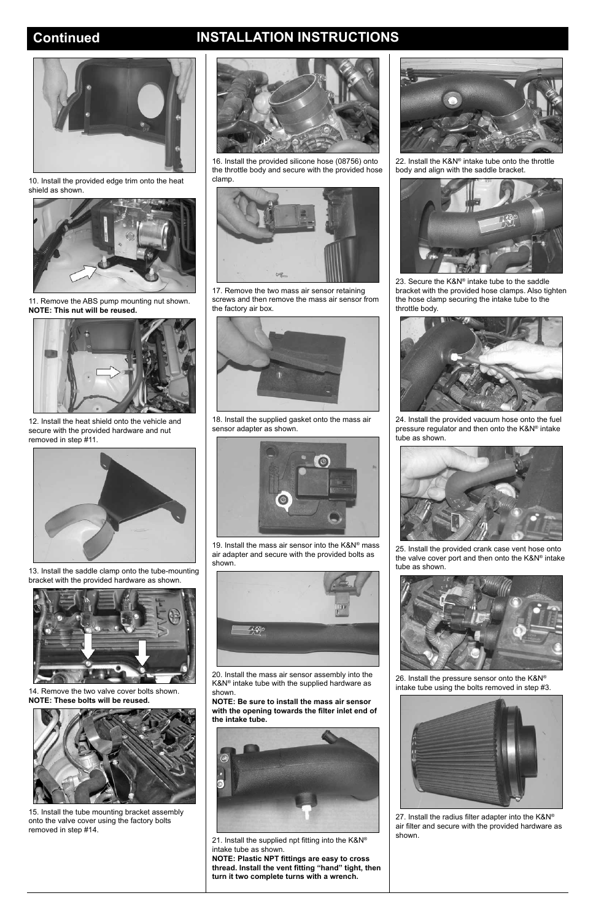# Continued INSTALLATION INSTRUCTIONS

10. Install the provided edge trim onto the heat shield as shown.

11. Remove the ABS pump mounting nut shown.
**NOTE: This nut will be reused.**

12. Install the heat shield onto the vehicle and secure with the provided hardware and nut removed in step #11.

13. Install the saddle clamp onto the tube-mounting bracket with the provided hardware as shown.

14. Remove the two valve cover bolts shown.
**NOTE: These bolts will be reused.**

15. Install the tube mounting bracket assembly onto the valve cover using the factory bolts removed in step #14.

16. Install the provided silicone hose (08756) onto the throttle body and secure with the provided hose clamp.

17. Remove the two mass air sensor retaining screws and then remove the mass air sensor from the factory air box.

18. Install the supplied gasket onto the mass air sensor adapter as shown.

19. Install the mass air sensor into the K&N® mass air adapter and secure with the provided bolts as shown.

20. Install the mass air sensor assembly into the K&N® intake tube with the supplied hardware as shown.
**NOTE: Be sure to install the mass air sensor with the opening towards the filter inlet end of the intake tube.**

21. Install the supplied npt fitting into the K&N® intake tube as shown.
**NOTE: Plastic NPT fittings are easy to cross thread. Install the vent fitting "hand" tight, then turn it two complete turns with a wrench.**

22. Install the K&N® intake tube onto the throttle body and align with the saddle bracket.

23. Secure the K&N® intake tube to the saddle bracket with the provided hose clamps. Also tighten the hose clamp securing the intake tube to the throttle body.

24. Install the provided vacuum hose onto the fuel pressure regulator and then onto the K&N® intake tube as shown.

25. Install the provided crank case vent hose onto the valve cover port and then onto the K&N® intake tube as shown.

26. Install the pressure sensor onto the K&N® intake tube using the bolts removed in step #3.

27. Install the radius filter adapter into the K&N® air filter and secure with the provided hardware as shown.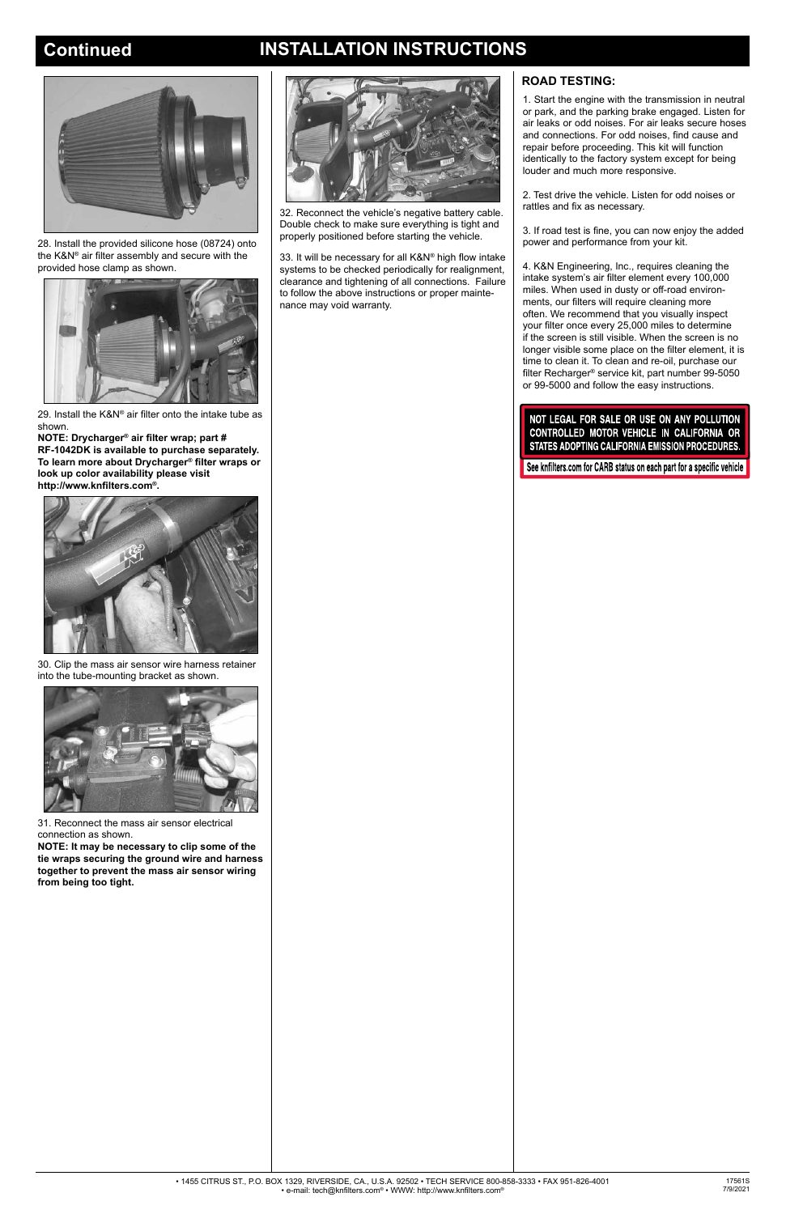## Continued

# INSTALLATION INSTRUCTIONS

28. Install the provided silicone hose (08724) onto the K&N® air filter assembly and secure with the provided hose clamp as shown.

29. Install the K&N® air filter onto the intake tube as shown.

**NOTE: Drycharger® air filter wrap; part # RF-1042DK is available to purchase separately. To learn more about Drycharger® filter wraps or look up color availability please visit http://www.knfilters.com®.**

30. Clip the mass air sensor wire harness retainer into the tube-mounting bracket as shown.

31. Reconnect the mass air sensor electrical connection as shown.

**NOTE: It may be necessary to clip some of the tie wraps securing the ground wire and harness together to prevent the mass air sensor wiring from being too tight.**

32. Reconnect the vehicle's negative battery cable. Double check to make sure everything is tight and properly positioned before starting the vehicle.

33. It will be necessary for all K&N® high flow intake systems to be checked periodically for realignment, clearance and tightening of all connections. Failure to follow the above instructions or proper maintenance may void warranty.

### ROAD TESTING:

1. Start the engine with the transmission in neutral or park, and the parking brake engaged. Listen for air leaks or odd noises. For air leaks secure hoses and connections. For odd noises, find cause and repair before proceeding. This kit will function identically to the factory system except for being louder and much more responsive.

2. Test drive the vehicle. Listen for odd noises or rattles and fix as necessary.

3. If road test is fine, you can now enjoy the added power and performance from your kit.

4. K&N Engineering, Inc., requires cleaning the intake system's air filter element every 100,000 miles. When used in dusty or off-road environments, our filters will require cleaning more often. We recommend that you visually inspect your filter once every 25,000 miles to determine if the screen is still visible. When the screen is no longer visible some place on the filter element, it is time to clean it. To clean and re-oil, purchase our filter Recharger® service kit, part number 99-5050 or 99-5000 and follow the easy instructions.

**NOT LEGAL FOR SALE OR USE ON ANY POLLUTION CONTROLLED MOTOR VEHICLE IN CALIFORNIA OR STATES ADOPTING CALIFORNIA EMISSION PROCEDURES.**

See knfilters.com for CARB status on each part for a specific vehicle

• 1455 CITRUS ST., P.O. BOX 1329, RIVERSIDE, CA., U.S.A. 92502 • TECH SERVICE 800-858-3333 • FAX 951-826-4001
• e-mail: tech@knfilters.com® • WWW: http://www.knfilters.com®

17561S
7/9/2021